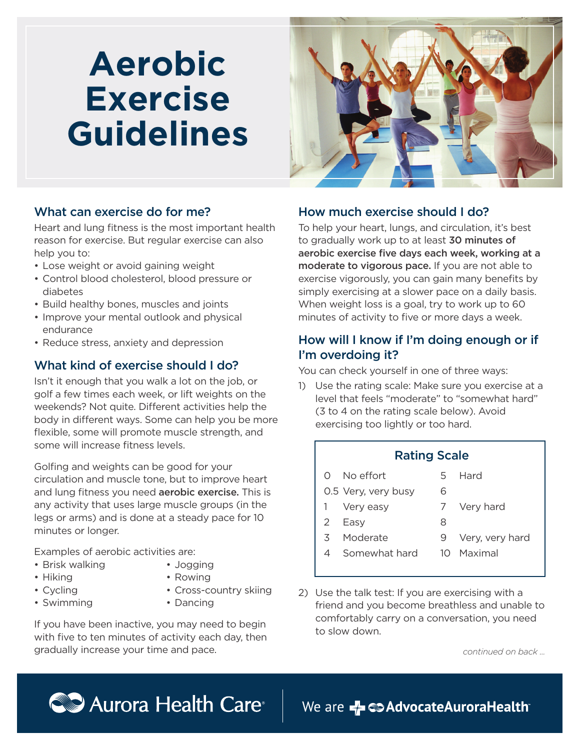# Aerobic Exercise Guidelines

## What can exercise do for me?

Heart and lung fitness is the most important health reason for exercise. But regular exercise can also help you to:

- Lose weight or avoid gaining weight
- Control blood cholesterol, blood pressure or diabetes
- Build healthy bones, muscles and joints
- Improve your mental outlook and physical endurance
- Reduce stress, anxiety and depression

## What kind of exercise should I do?

Isn't it enough that you walk a lot on the job, or golf a few times each week, or lift weights on the weekends? Not quite. Different activities help the body in different ways. Some can help you be more flexible, some will promote muscle strength, and some will increase fitness levels.

Golfing and weights can be good for your circulation and muscle tone, but to improve heart and lung fitness you need **aerobic exercise.** This is any activity that uses large muscle groups (in the legs or arms) and is done at a steady pace for 10 minutes or longer.

Examples of aerobic activities are:

- Brisk walking
- Hiking
- Cycling
- Swimming
- Jogging
- Rowing
- Cross-country skiing
- Dancing

If you have been inactive, you may need to begin with five to ten minutes of activity each day, then gradually increase your time and pace.

## How much exercise should I do?

To help your heart, lungs, and circulation, it's best to gradually work up to at least **30 minutes of aerobic exercise five days each week, working at a moderate to vigorous pace.** If you are not able to exercise vigorously, you can gain many benefits by simply exercising at a slower pace on a daily basis. When weight loss is a goal, try to work up to 60 minutes of activity to five or more days a week.

## How will I know if I'm doing enough or if I'm overdoing it?

You can check yourself in one of three ways:

1) Use the rating scale: Make sure you exercise at a level that feels "moderate" to "somewhat hard" (3 to 4 on the rating scale below). Avoid exercising too lightly or too hard.

**Rating Scale**

| | | | |
|---|---|---|---|
| 0 | No effort | 5 | Hard |
| 0.5 | Very, very busy | 6 | |
| 1 | Very easy | 7 | Very hard |
| 2 | Easy | 8 | |
| 3 | Moderate | 9 | Very, very hard |
| 4 | Somewhat hard | 10 | Maximal |

2) Use the talk test: If you are exercising with a friend and you become breathless and unable to comfortably carry on a conversation, you need to slow down.

*continued on back ...*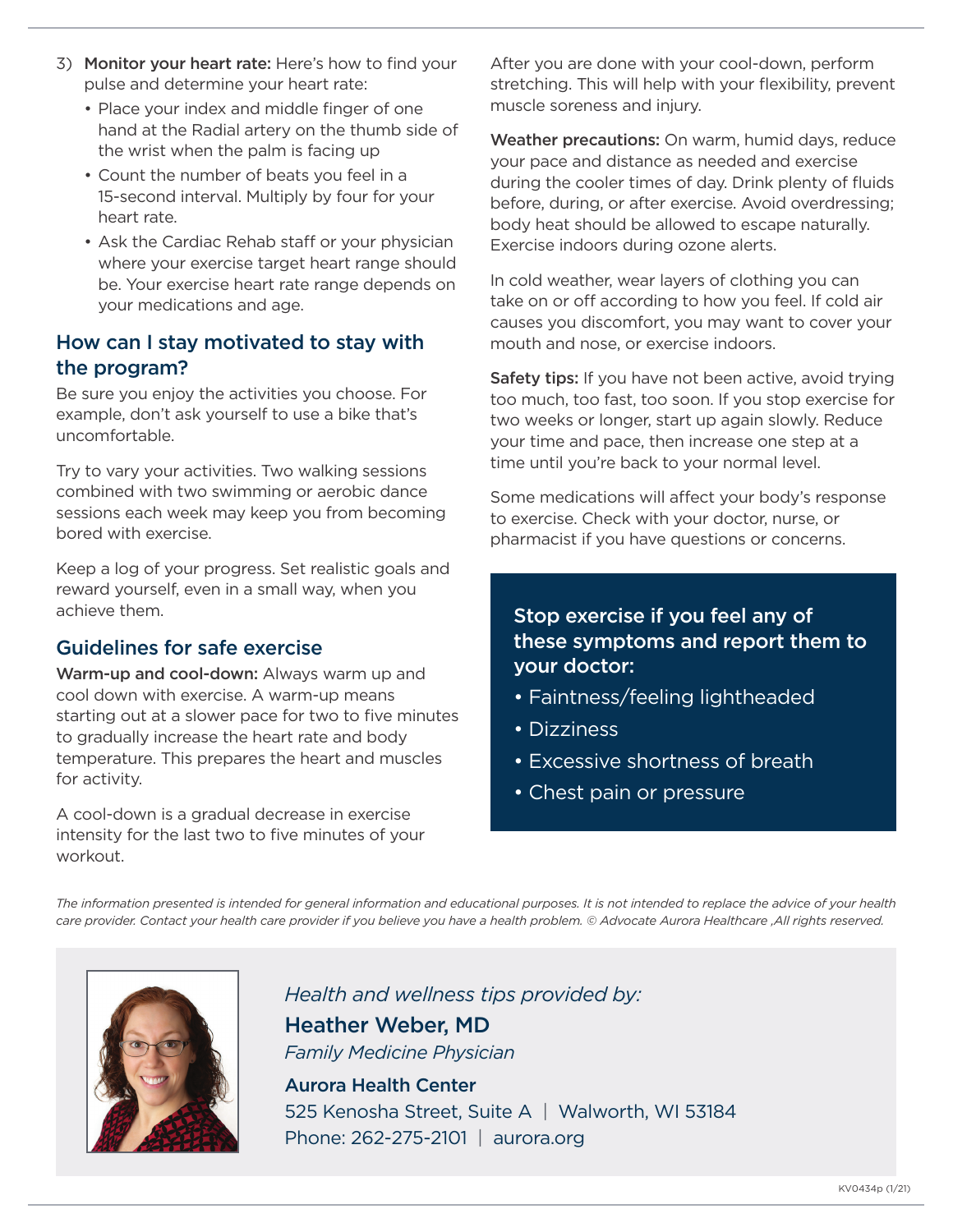3) **Monitor your heart rate:** Here's how to find your pulse and determine your heart rate:
   - Place your index and middle finger of one hand at the Radial artery on the thumb side of the wrist when the palm is facing up
   - Count the number of beats you feel in a 15-second interval. Multiply by four for your heart rate.
   - Ask the Cardiac Rehab staff or your physician where your exercise target heart range should be. Your exercise heart rate range depends on your medications and age.

## How can I stay motivated to stay with the program?

Be sure you enjoy the activities you choose. For example, don't ask yourself to use a bike that's uncomfortable.

Try to vary your activities. Two walking sessions combined with two swimming or aerobic dance sessions each week may keep you from becoming bored with exercise.

Keep a log of your progress. Set realistic goals and reward yourself, even in a small way, when you achieve them.

## Guidelines for safe exercise

**Warm-up and cool-down:** Always warm up and cool down with exercise. A warm-up means starting out at a slower pace for two to five minutes to gradually increase the heart rate and body temperature. This prepares the heart and muscles for activity.

A cool-down is a gradual decrease in exercise intensity for the last two to five minutes of your workout.

After you are done with your cool-down, perform stretching. This will help with your flexibility, prevent muscle soreness and injury.

**Weather precautions:** On warm, humid days, reduce your pace and distance as needed and exercise during the cooler times of day. Drink plenty of fluids before, during, or after exercise. Avoid overdressing; body heat should be allowed to escape naturally. Exercise indoors during ozone alerts.

In cold weather, wear layers of clothing you can take on or off according to how you feel. If cold air causes you discomfort, you may want to cover your mouth and nose, or exercise indoors.

**Safety tips:** If you have not been active, avoid trying too much, too fast, too soon. If you stop exercise for two weeks or longer, start up again slowly. Reduce your time and pace, then increase one step at a time until you're back to your normal level.

Some medications will affect your body's response to exercise. Check with your doctor, nurse, or pharmacist if you have questions or concerns.

**Stop exercise if you feel any of these symptoms and report them to your doctor:**

- Faintness/feeling lightheaded
- Dizziness
- Excessive shortness of breath
- Chest pain or pressure

*The information presented is intended for general information and educational purposes. It is not intended to replace the advice of your health care provider. Contact your health care provider if you believe you have a health problem. © Advocate Aurora Healthcare ,All rights reserved.*

*Health and wellness tips provided by:*

**Heather Weber, MD**

*Family Medicine Physician*

**Aurora Health Center**

525 Kenosha Street, Suite A | Walworth, WI 53184

Phone: 262-275-2101 | aurora.org

KV0434p (1/21)